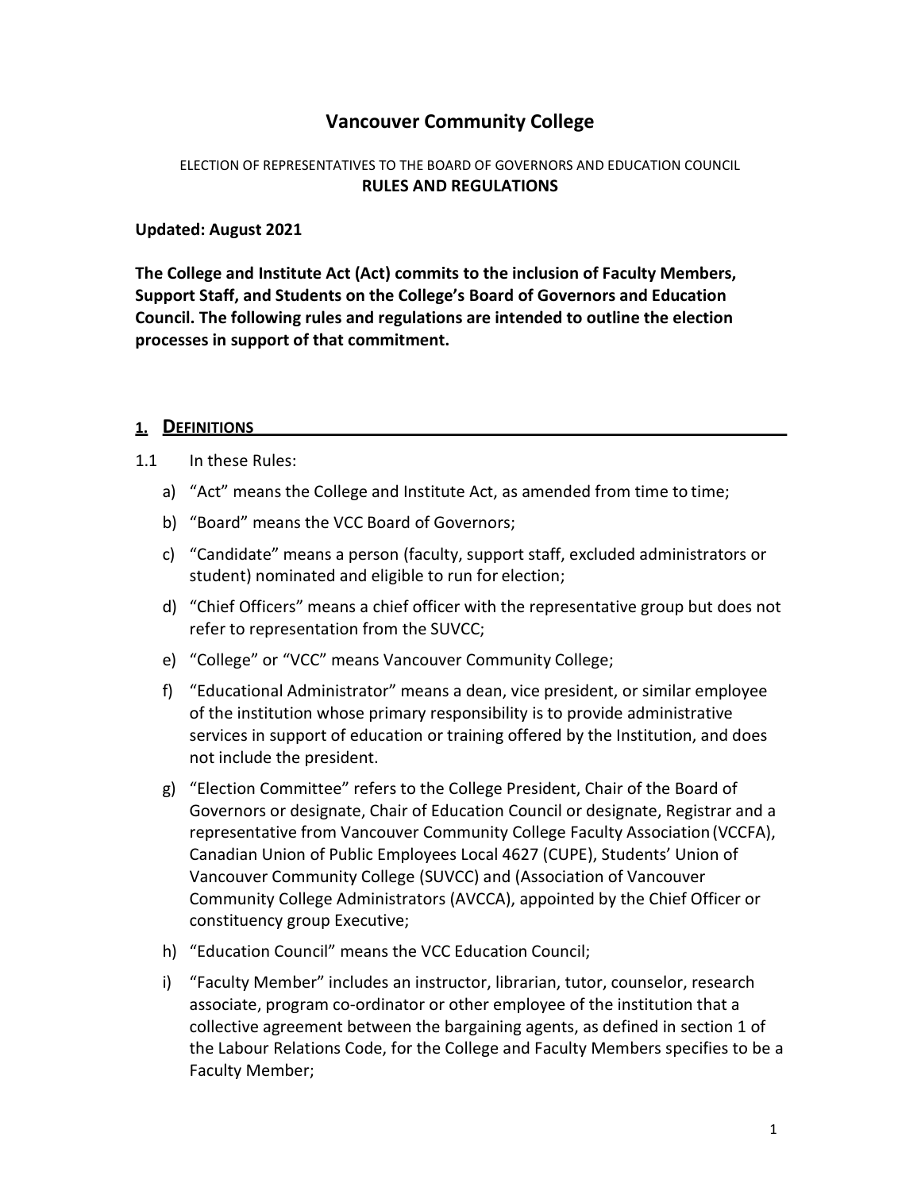# Vancouver Community College

ELECTION OF REPRESENTATIVES TO THE BOARD OF GOVERNORS AND EDUCATION COUNCIL
**RULES AND REGULATIONS**

**Updated: August 2021**

**The College and Institute Act (Act) commits to the inclusion of Faculty Members, Support Staff, and Students on the College's Board of Governors and Education Council. The following rules and regulations are intended to outline the election processes in support of that commitment.**

## 1. DEFINITIONS

1.1 In these Rules:

a) "Act" means the College and Institute Act, as amended from time to time;

b) "Board" means the VCC Board of Governors;

c) "Candidate" means a person (faculty, support staff, excluded administrators or student) nominated and eligible to run for election;

d) "Chief Officers" means a chief officer with the representative group but does not refer to representation from the SUVCC;

e) "College" or "VCC" means Vancouver Community College;

f) "Educational Administrator" means a dean, vice president, or similar employee of the institution whose primary responsibility is to provide administrative services in support of education or training offered by the Institution, and does not include the president.

g) "Election Committee" refers to the College President, Chair of the Board of Governors or designate, Chair of Education Council or designate, Registrar and a representative from Vancouver Community College Faculty Association (VCCFA), Canadian Union of Public Employees Local 4627 (CUPE), Students' Union of Vancouver Community College (SUVCC) and (Association of Vancouver Community College Administrators (AVCCA), appointed by the Chief Officer or constituency group Executive;

h) "Education Council" means the VCC Education Council;

i) "Faculty Member" includes an instructor, librarian, tutor, counselor, research associate, program co-ordinator or other employee of the institution that a collective agreement between the bargaining agents, as defined in section 1 of the Labour Relations Code, for the College and Faculty Members specifies to be a Faculty Member;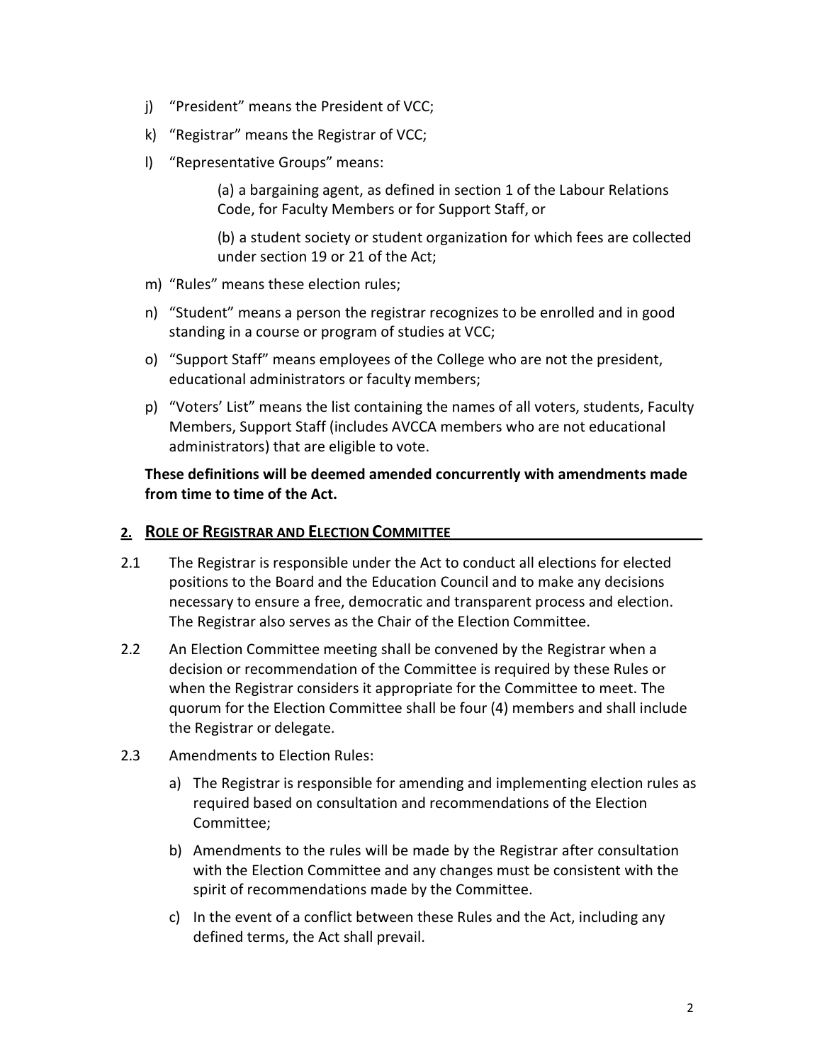j) "President" means the President of VCC;

k) "Registrar" means the Registrar of VCC;

l) "Representative Groups" means:

   (a) a bargaining agent, as defined in section 1 of the Labour Relations Code, for Faculty Members or for Support Staff, or

   (b) a student society or student organization for which fees are collected under section 19 or 21 of the Act;

m) "Rules" means these election rules;

n) "Student" means a person the registrar recognizes to be enrolled and in good standing in a course or program of studies at VCC;

o) "Support Staff" means employees of the College who are not the president, educational administrators or faculty members;

p) "Voters' List" means the list containing the names of all voters, students, Faculty Members, Support Staff (includes AVCCA members who are not educational administrators) that are eligible to vote.

**These definitions will be deemed amended concurrently with amendments made from time to time of the Act.**

## 2. ROLE OF REGISTRAR AND ELECTION COMMITTEE

2.1 The Registrar is responsible under the Act to conduct all elections for elected positions to the Board and the Education Council and to make any decisions necessary to ensure a free, democratic and transparent process and election. The Registrar also serves as the Chair of the Election Committee.

2.2 An Election Committee meeting shall be convened by the Registrar when a decision or recommendation of the Committee is required by these Rules or when the Registrar considers it appropriate for the Committee to meet. The quorum for the Election Committee shall be four (4) members and shall include the Registrar or delegate.

2.3 Amendments to Election Rules:

a) The Registrar is responsible for amending and implementing election rules as required based on consultation and recommendations of the Election Committee;

b) Amendments to the rules will be made by the Registrar after consultation with the Election Committee and any changes must be consistent with the spirit of recommendations made by the Committee.

c) In the event of a conflict between these Rules and the Act, including any defined terms, the Act shall prevail.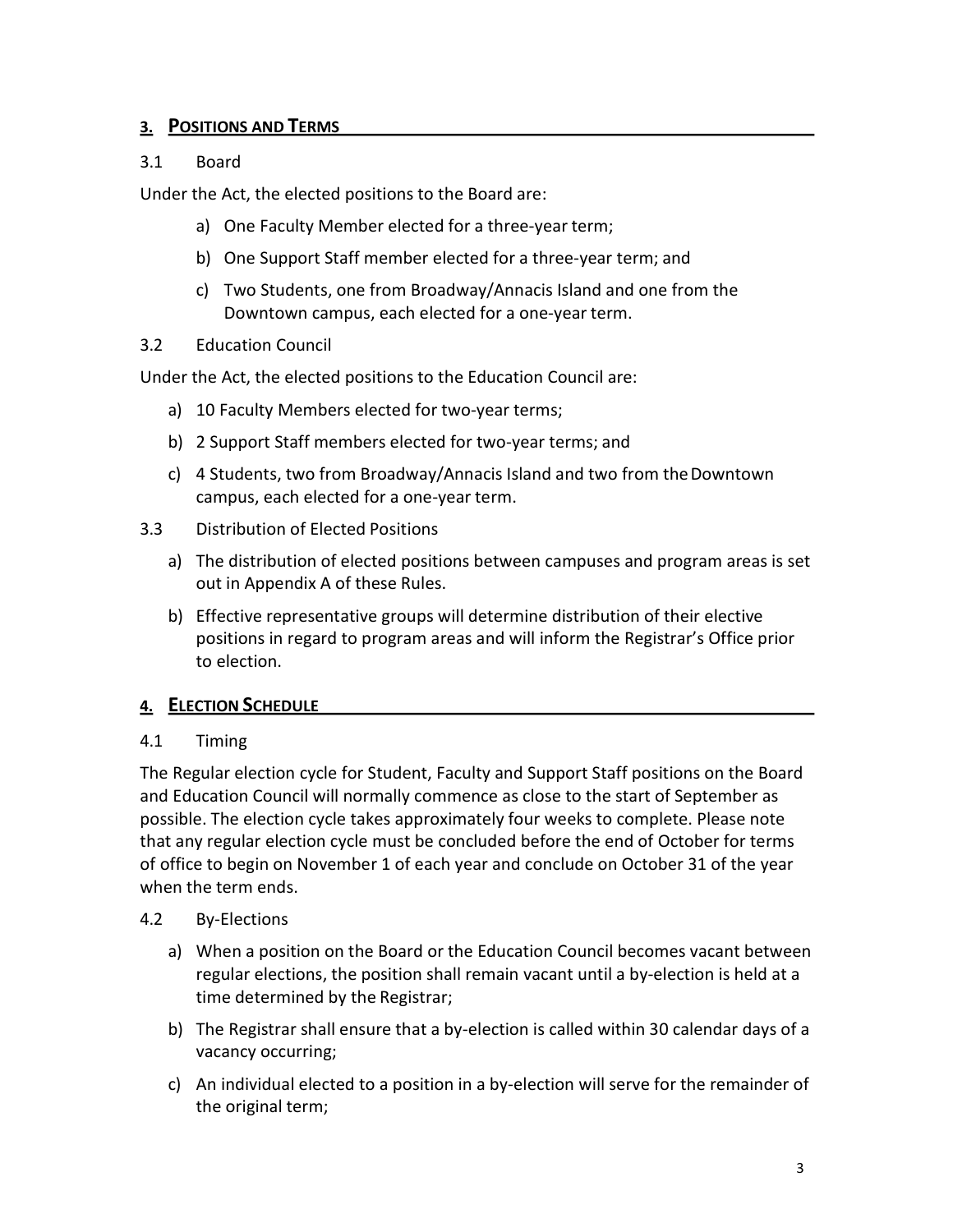## 3. POSITIONS AND TERMS

3.1 Board

Under the Act, the elected positions to the Board are:

a) One Faculty Member elected for a three-year term;

b) One Support Staff member elected for a three-year term; and

c) Two Students, one from Broadway/Annacis Island and one from the Downtown campus, each elected for a one-year term.

3.2 Education Council

Under the Act, the elected positions to the Education Council are:

a) 10 Faculty Members elected for two-year terms;

b) 2 Support Staff members elected for two-year terms; and

c) 4 Students, two from Broadway/Annacis Island and two from the Downtown campus, each elected for a one-year term.

3.3 Distribution of Elected Positions

a) The distribution of elected positions between campuses and program areas is set out in Appendix A of these Rules.

b) Effective representative groups will determine distribution of their elective positions in regard to program areas and will inform the Registrar's Office prior to election.

## 4. ELECTION SCHEDULE

4.1 Timing

The Regular election cycle for Student, Faculty and Support Staff positions on the Board and Education Council will normally commence as close to the start of September as possible. The election cycle takes approximately four weeks to complete. Please note that any regular election cycle must be concluded before the end of October for terms of office to begin on November 1 of each year and conclude on October 31 of the year when the term ends.

4.2 By-Elections

a) When a position on the Board or the Education Council becomes vacant between regular elections, the position shall remain vacant until a by-election is held at a time determined by the Registrar;

b) The Registrar shall ensure that a by-election is called within 30 calendar days of a vacancy occurring;

c) An individual elected to a position in a by-election will serve for the remainder of the original term;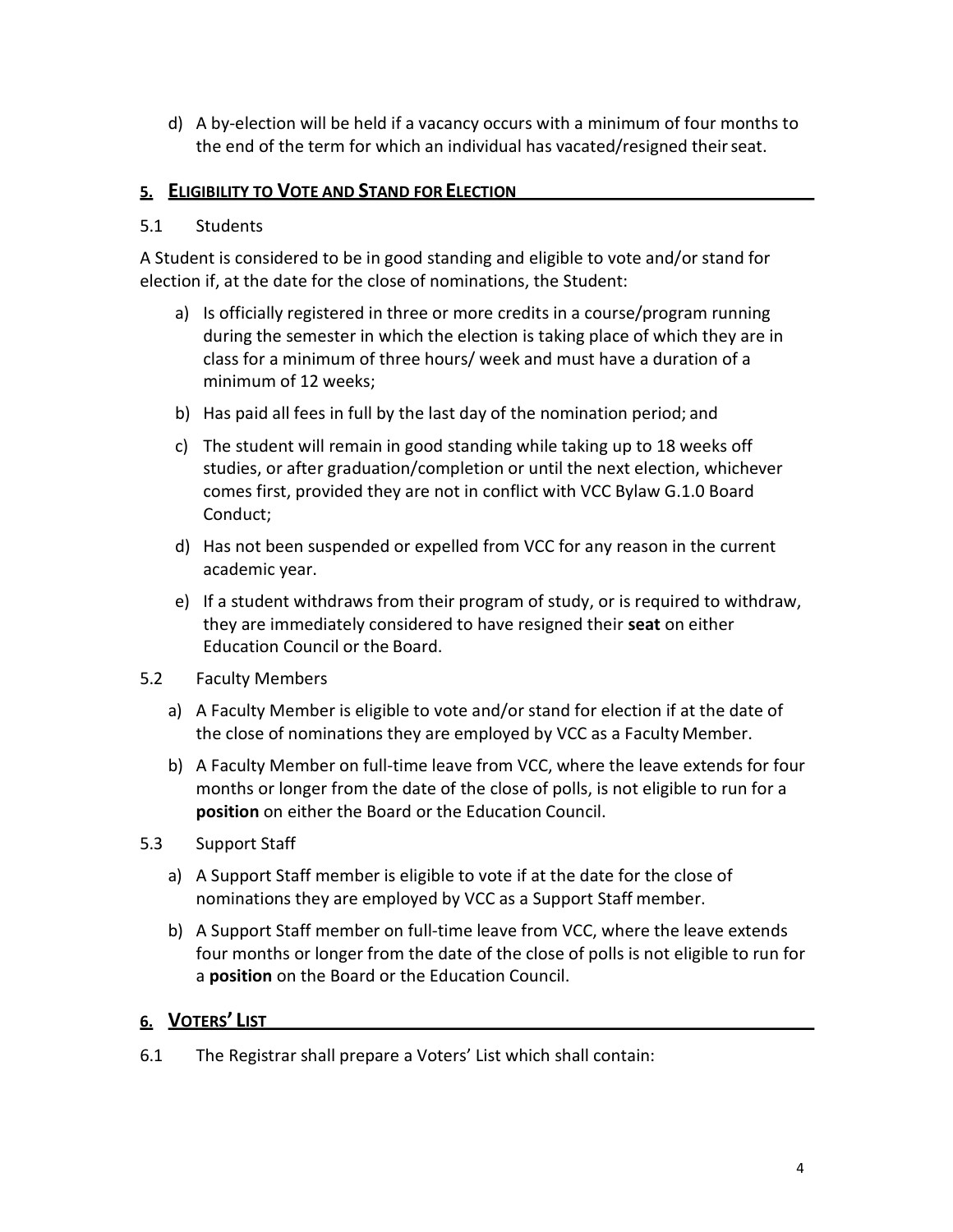d) A by-election will be held if a vacancy occurs with a minimum of four months to the end of the term for which an individual has vacated/resigned their seat.

## 5. Eligibility to Vote and Stand for Election

5.1 Students

A Student is considered to be in good standing and eligible to vote and/or stand for election if, at the date for the close of nominations, the Student:

a) Is officially registered in three or more credits in a course/program running during the semester in which the election is taking place of which they are in class for a minimum of three hours/ week and must have a duration of a minimum of 12 weeks;

b) Has paid all fees in full by the last day of the nomination period; and

c) The student will remain in good standing while taking up to 18 weeks off studies, or after graduation/completion or until the next election, whichever comes first, provided they are not in conflict with VCC Bylaw G.1.0 Board Conduct;

d) Has not been suspended or expelled from VCC for any reason in the current academic year.

e) If a student withdraws from their program of study, or is required to withdraw, they are immediately considered to have resigned their **seat** on either Education Council or the Board.

5.2 Faculty Members

a) A Faculty Member is eligible to vote and/or stand for election if at the date of the close of nominations they are employed by VCC as a Faculty Member.

b) A Faculty Member on full-time leave from VCC, where the leave extends for four months or longer from the date of the close of polls, is not eligible to run for a **position** on either the Board or the Education Council.

5.3 Support Staff

a) A Support Staff member is eligible to vote if at the date for the close of nominations they are employed by VCC as a Support Staff member.

b) A Support Staff member on full-time leave from VCC, where the leave extends four months or longer from the date of the close of polls is not eligible to run for a **position** on the Board or the Education Council.

## 6. Voters' List

6.1 The Registrar shall prepare a Voters' List which shall contain: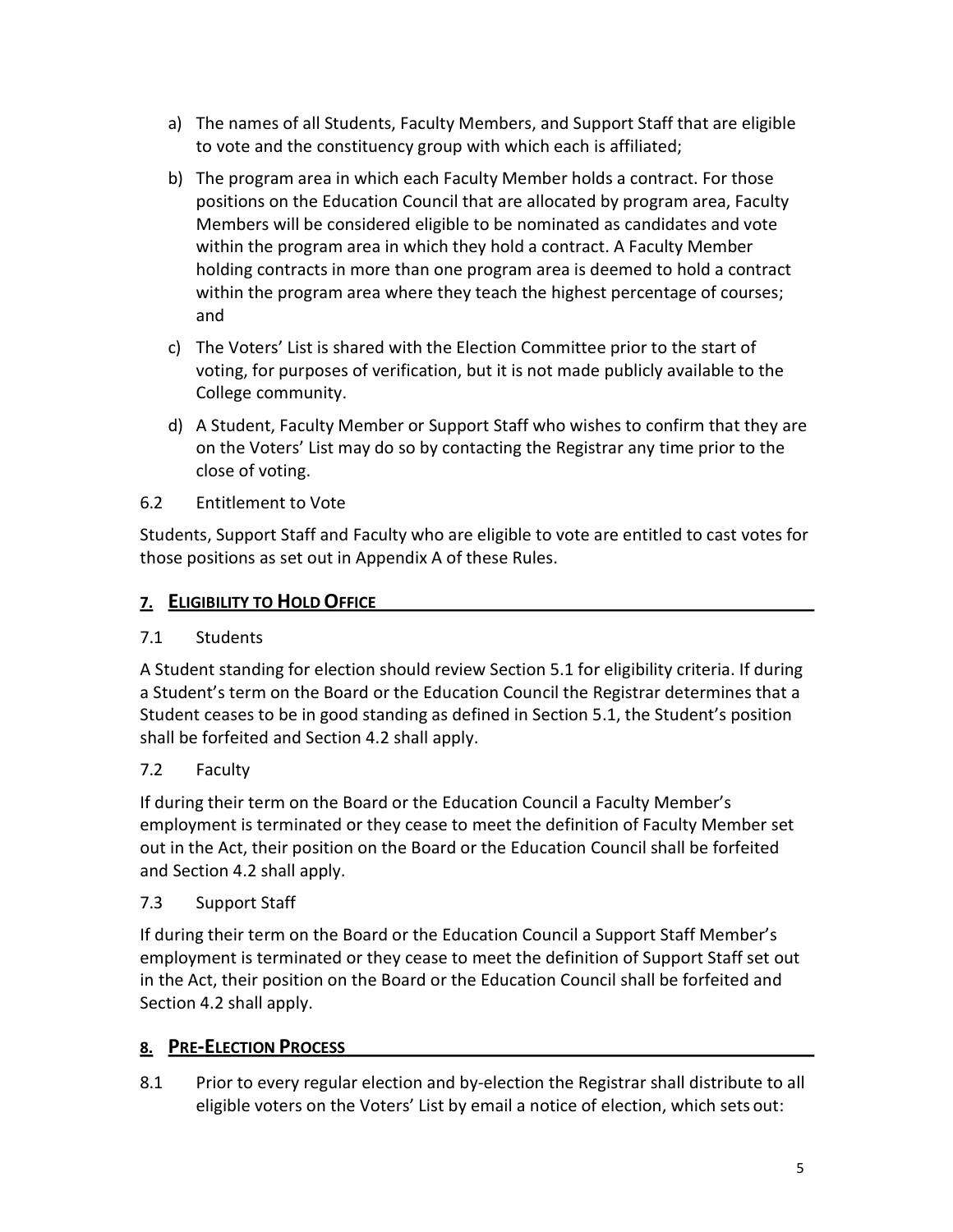a) The names of all Students, Faculty Members, and Support Staff that are eligible to vote and the constituency group with which each is affiliated;

b) The program area in which each Faculty Member holds a contract. For those positions on the Education Council that are allocated by program area, Faculty Members will be considered eligible to be nominated as candidates and vote within the program area in which they hold a contract. A Faculty Member holding contracts in more than one program area is deemed to hold a contract within the program area where they teach the highest percentage of courses; and

c) The Voters' List is shared with the Election Committee prior to the start of voting, for purposes of verification, but it is not made publicly available to the College community.

d) A Student, Faculty Member or Support Staff who wishes to confirm that they are on the Voters' List may do so by contacting the Registrar any time prior to the close of voting.

6.2 Entitlement to Vote

Students, Support Staff and Faculty who are eligible to vote are entitled to cast votes for those positions as set out in Appendix A of these Rules.

## 7. ELIGIBILITY TO HOLD OFFICE

7.1 Students

A Student standing for election should review Section 5.1 for eligibility criteria. If during a Student's term on the Board or the Education Council the Registrar determines that a Student ceases to be in good standing as defined in Section 5.1, the Student's position shall be forfeited and Section 4.2 shall apply.

7.2 Faculty

If during their term on the Board or the Education Council a Faculty Member's employment is terminated or they cease to meet the definition of Faculty Member set out in the Act, their position on the Board or the Education Council shall be forfeited and Section 4.2 shall apply.

7.3 Support Staff

If during their term on the Board or the Education Council a Support Staff Member's employment is terminated or they cease to meet the definition of Support Staff set out in the Act, their position on the Board or the Education Council shall be forfeited and Section 4.2 shall apply.

## 8. PRE-ELECTION PROCESS

8.1 Prior to every regular election and by-election the Registrar shall distribute to all eligible voters on the Voters' List by email a notice of election, which sets out: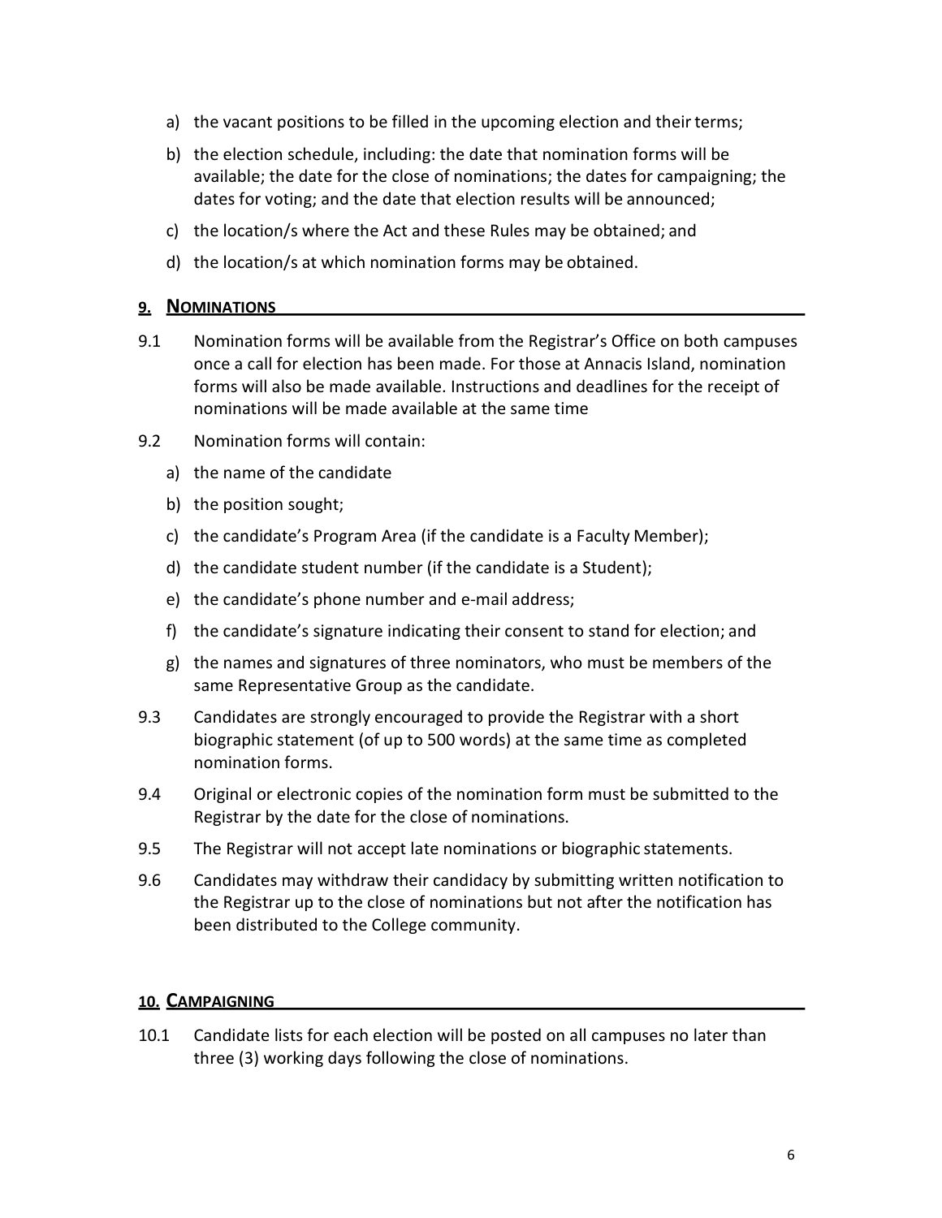a) the vacant positions to be filled in the upcoming election and their terms;

b) the election schedule, including: the date that nomination forms will be available; the date for the close of nominations; the dates for campaigning; the dates for voting; and the date that election results will be announced;

c) the location/s where the Act and these Rules may be obtained; and

d) the location/s at which nomination forms may be obtained.

## 9. NOMINATIONS

9.1 Nomination forms will be available from the Registrar's Office on both campuses once a call for election has been made. For those at Annacis Island, nomination forms will also be made available. Instructions and deadlines for the receipt of nominations will be made available at the same time

9.2 Nomination forms will contain:

a) the name of the candidate

b) the position sought;

c) the candidate's Program Area (if the candidate is a Faculty Member);

d) the candidate student number (if the candidate is a Student);

e) the candidate's phone number and e-mail address;

f) the candidate's signature indicating their consent to stand for election; and

g) the names and signatures of three nominators, who must be members of the same Representative Group as the candidate.

9.3 Candidates are strongly encouraged to provide the Registrar with a short biographic statement (of up to 500 words) at the same time as completed nomination forms.

9.4 Original or electronic copies of the nomination form must be submitted to the Registrar by the date for the close of nominations.

9.5 The Registrar will not accept late nominations or biographic statements.

9.6 Candidates may withdraw their candidacy by submitting written notification to the Registrar up to the close of nominations but not after the notification has been distributed to the College community.

## 10. CAMPAIGNING

10.1 Candidate lists for each election will be posted on all campuses no later than three (3) working days following the close of nominations.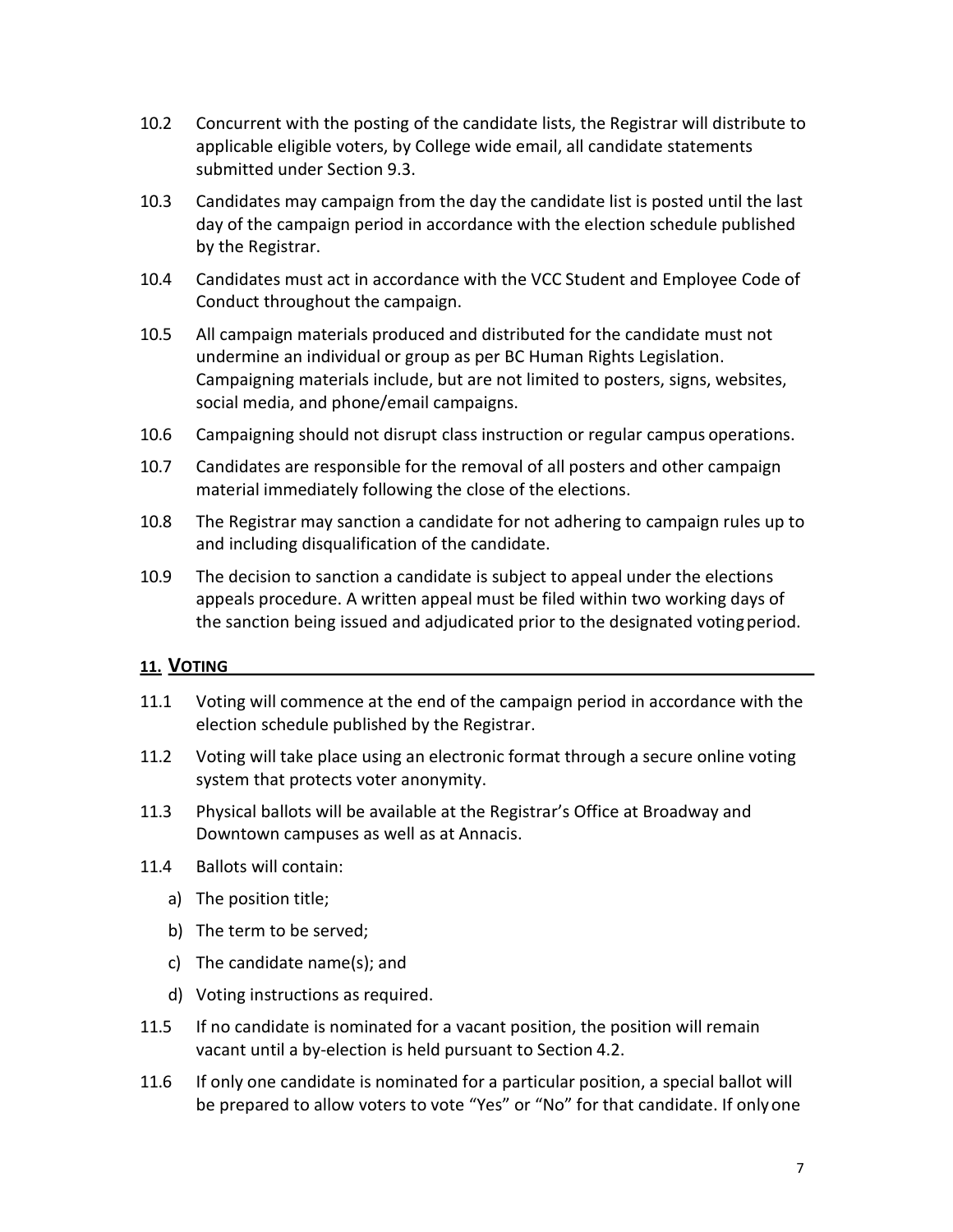10.2 Concurrent with the posting of the candidate lists, the Registrar will distribute to applicable eligible voters, by College wide email, all candidate statements submitted under Section 9.3.

10.3 Candidates may campaign from the day the candidate list is posted until the last day of the campaign period in accordance with the election schedule published by the Registrar.

10.4 Candidates must act in accordance with the VCC Student and Employee Code of Conduct throughout the campaign.

10.5 All campaign materials produced and distributed for the candidate must not undermine an individual or group as per BC Human Rights Legislation. Campaigning materials include, but are not limited to posters, signs, websites, social media, and phone/email campaigns.

10.6 Campaigning should not disrupt class instruction or regular campus operations.

10.7 Candidates are responsible for the removal of all posters and other campaign material immediately following the close of the elections.

10.8 The Registrar may sanction a candidate for not adhering to campaign rules up to and including disqualification of the candidate.

10.9 The decision to sanction a candidate is subject to appeal under the elections appeals procedure. A written appeal must be filed within two working days of the sanction being issued and adjudicated prior to the designated voting period.

## 11. VOTING

11.1 Voting will commence at the end of the campaign period in accordance with the election schedule published by the Registrar.

11.2 Voting will take place using an electronic format through a secure online voting system that protects voter anonymity.

11.3 Physical ballots will be available at the Registrar's Office at Broadway and Downtown campuses as well as at Annacis.

11.4 Ballots will contain:

a) The position title;

b) The term to be served;

c) The candidate name(s); and

d) Voting instructions as required.

11.5 If no candidate is nominated for a vacant position, the position will remain vacant until a by-election is held pursuant to Section 4.2.

11.6 If only one candidate is nominated for a particular position, a special ballot will be prepared to allow voters to vote "Yes" or "No" for that candidate. If only one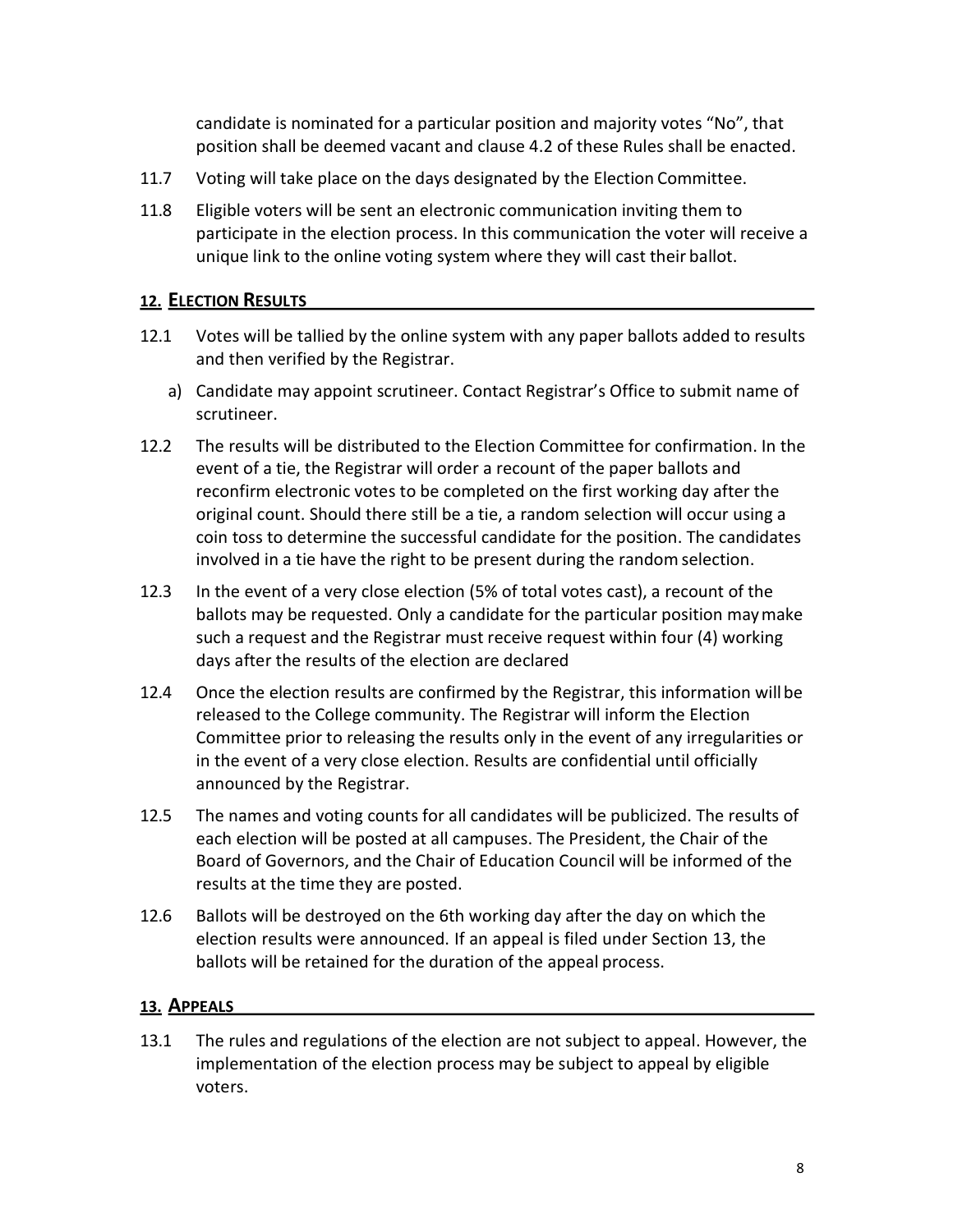candidate is nominated for a particular position and majority votes "No", that position shall be deemed vacant and clause 4.2 of these Rules shall be enacted.

11.7 Voting will take place on the days designated by the Election Committee.

11.8 Eligible voters will be sent an electronic communication inviting them to participate in the election process. In this communication the voter will receive a unique link to the online voting system where they will cast their ballot.

## 12. Election Results

12.1 Votes will be tallied by the online system with any paper ballots added to results and then verified by the Registrar.

a) Candidate may appoint scrutineer. Contact Registrar's Office to submit name of scrutineer.

12.2 The results will be distributed to the Election Committee for confirmation. In the event of a tie, the Registrar will order a recount of the paper ballots and reconfirm electronic votes to be completed on the first working day after the original count. Should there still be a tie, a random selection will occur using a coin toss to determine the successful candidate for the position. The candidates involved in a tie have the right to be present during the random selection.

12.3 In the event of a very close election (5% of total votes cast), a recount of the ballots may be requested. Only a candidate for the particular position may make such a request and the Registrar must receive request within four (4) working days after the results of the election are declared

12.4 Once the election results are confirmed by the Registrar, this information will be released to the College community. The Registrar will inform the Election Committee prior to releasing the results only in the event of any irregularities or in the event of a very close election. Results are confidential until officially announced by the Registrar.

12.5 The names and voting counts for all candidates will be publicized. The results of each election will be posted at all campuses. The President, the Chair of the Board of Governors, and the Chair of Education Council will be informed of the results at the time they are posted.

12.6 Ballots will be destroyed on the 6th working day after the day on which the election results were announced. If an appeal is filed under Section 13, the ballots will be retained for the duration of the appeal process.

## 13. Appeals

13.1 The rules and regulations of the election are not subject to appeal. However, the implementation of the election process may be subject to appeal by eligible voters.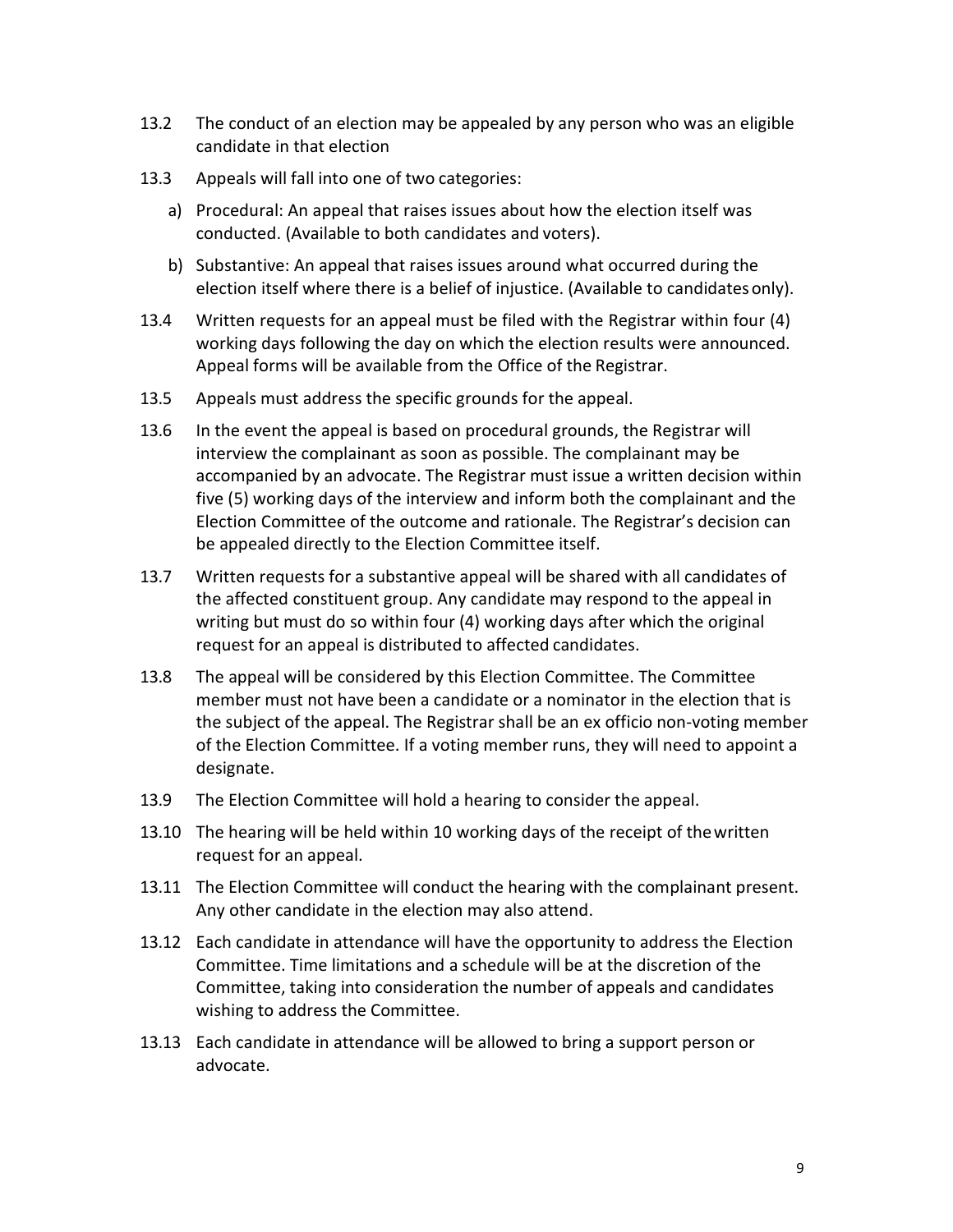13.2 The conduct of an election may be appealed by any person who was an eligible candidate in that election

13.3 Appeals will fall into one of two categories:

a) Procedural: An appeal that raises issues about how the election itself was conducted. (Available to both candidates and voters).

b) Substantive: An appeal that raises issues around what occurred during the election itself where there is a belief of injustice. (Available to candidates only).

13.4 Written requests for an appeal must be filed with the Registrar within four (4) working days following the day on which the election results were announced. Appeal forms will be available from the Office of the Registrar.

13.5 Appeals must address the specific grounds for the appeal.

13.6 In the event the appeal is based on procedural grounds, the Registrar will interview the complainant as soon as possible. The complainant may be accompanied by an advocate. The Registrar must issue a written decision within five (5) working days of the interview and inform both the complainant and the Election Committee of the outcome and rationale. The Registrar's decision can be appealed directly to the Election Committee itself.

13.7 Written requests for a substantive appeal will be shared with all candidates of the affected constituent group. Any candidate may respond to the appeal in writing but must do so within four (4) working days after which the original request for an appeal is distributed to affected candidates.

13.8 The appeal will be considered by this Election Committee. The Committee member must not have been a candidate or a nominator in the election that is the subject of the appeal. The Registrar shall be an ex officio non-voting member of the Election Committee. If a voting member runs, they will need to appoint a designate.

13.9 The Election Committee will hold a hearing to consider the appeal.

13.10 The hearing will be held within 10 working days of the receipt of the written request for an appeal.

13.11 The Election Committee will conduct the hearing with the complainant present. Any other candidate in the election may also attend.

13.12 Each candidate in attendance will have the opportunity to address the Election Committee. Time limitations and a schedule will be at the discretion of the Committee, taking into consideration the number of appeals and candidates wishing to address the Committee.

13.13 Each candidate in attendance will be allowed to bring a support person or advocate.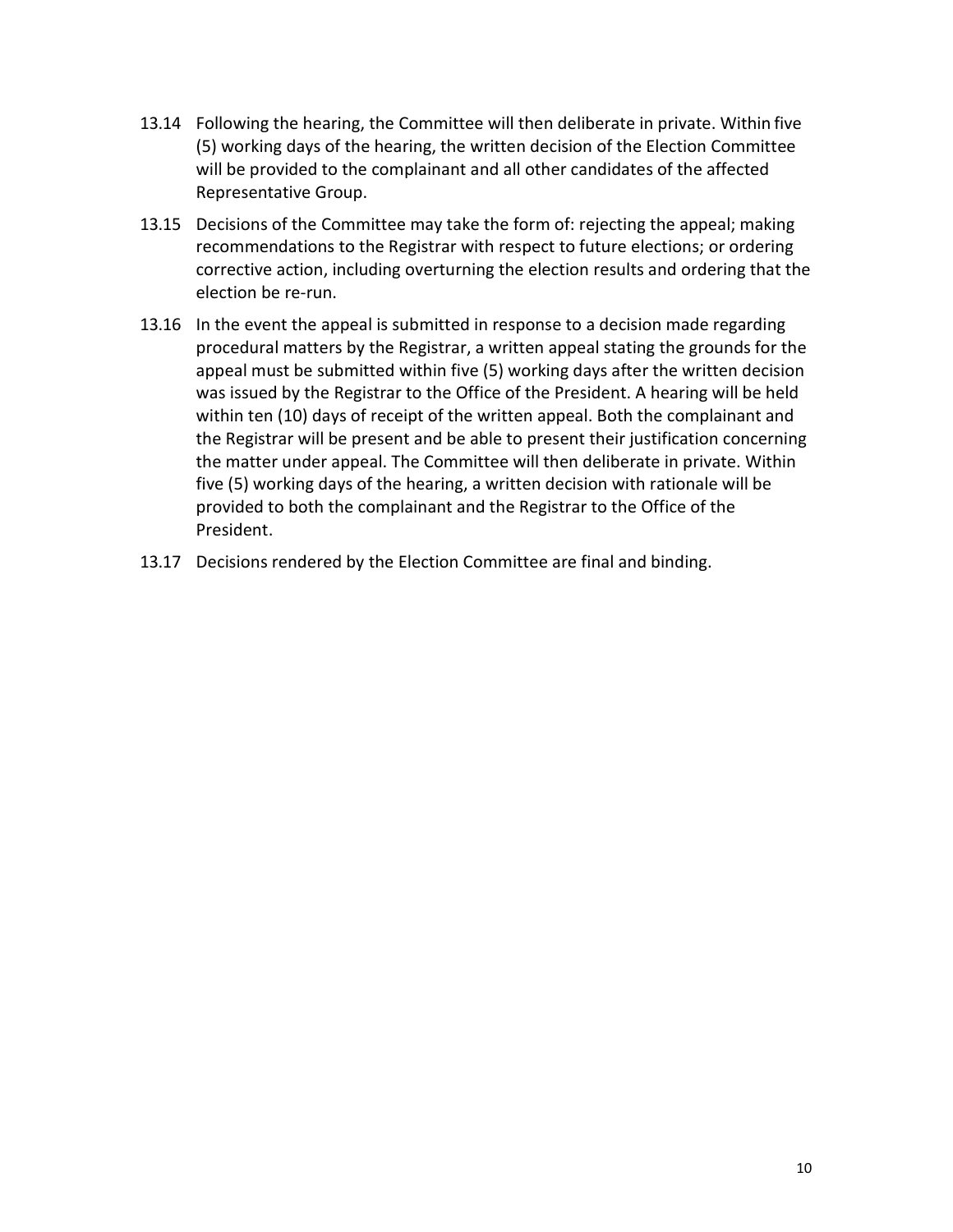13.14 Following the hearing, the Committee will then deliberate in private. Within five (5) working days of the hearing, the written decision of the Election Committee will be provided to the complainant and all other candidates of the affected Representative Group.

13.15 Decisions of the Committee may take the form of: rejecting the appeal; making recommendations to the Registrar with respect to future elections; or ordering corrective action, including overturning the election results and ordering that the election be re-run.

13.16 In the event the appeal is submitted in response to a decision made regarding procedural matters by the Registrar, a written appeal stating the grounds for the appeal must be submitted within five (5) working days after the written decision was issued by the Registrar to the Office of the President. A hearing will be held within ten (10) days of receipt of the written appeal. Both the complainant and the Registrar will be present and be able to present their justification concerning the matter under appeal. The Committee will then deliberate in private. Within five (5) working days of the hearing, a written decision with rationale will be provided to both the complainant and the Registrar to the Office of the President.

13.17 Decisions rendered by the Election Committee are final and binding.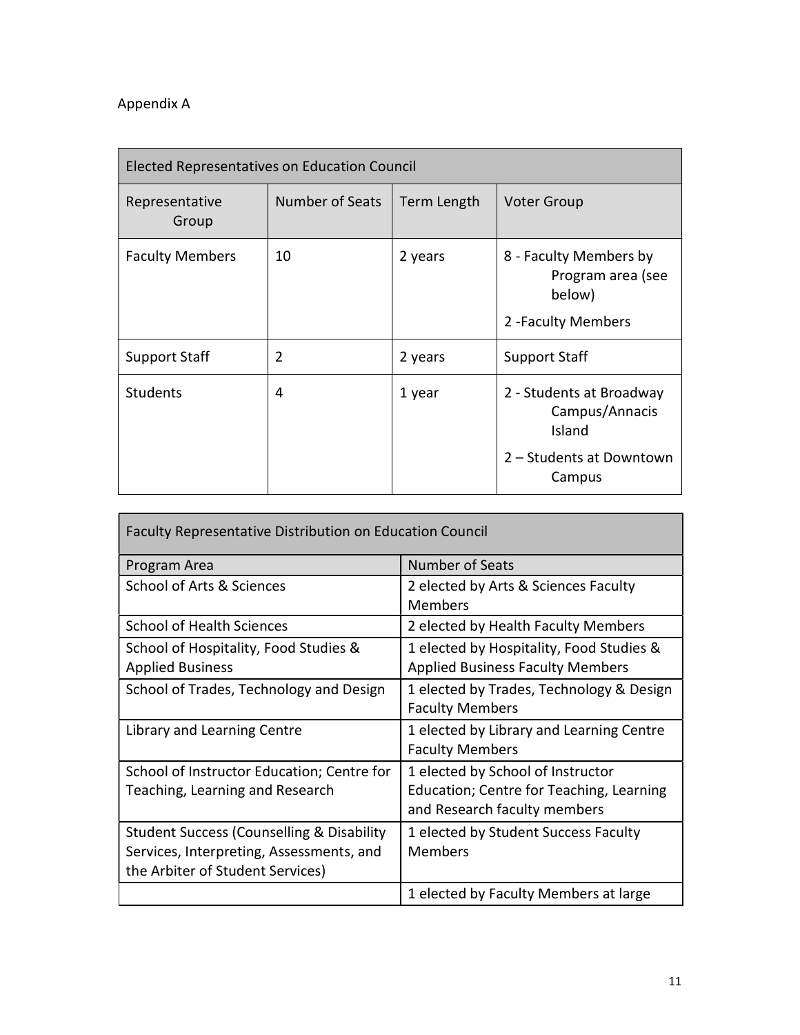Appendix A

| Elected Representatives on Education Council | | | |
|---|---|---|---|
| Representative Group | Number of Seats | Term Length | Voter Group |
| Faculty Members | 10 | 2 years | 8 - Faculty Members by Program area (see below)<br>2 -Faculty Members |
| Support Staff | 2 | 2 years | Support Staff |
| Students | 4 | 1 year | 2 - Students at Broadway Campus/Annacis Island<br>2 – Students at Downtown Campus |

| Faculty Representative Distribution on Education Council | |
|---|---|
| Program Area | Number of Seats |
| School of Arts & Sciences | 2 elected by Arts & Sciences Faculty Members |
| School of Health Sciences | 2 elected by Health Faculty Members |
| School of Hospitality, Food Studies & Applied Business | 1 elected by Hospitality, Food Studies & Applied Business Faculty Members |
| School of Trades, Technology and Design | 1 elected by Trades, Technology & Design Faculty Members |
| Library and Learning Centre | 1 elected by Library and Learning Centre Faculty Members |
| School of Instructor Education; Centre for Teaching, Learning and Research | 1 elected by School of Instructor Education; Centre for Teaching, Learning and Research faculty members |
| Student Success (Counselling & Disability Services, Interpreting, Assessments, and the Arbiter of Student Services) | 1 elected by Student Success Faculty Members |
| | 1 elected by Faculty Members at large |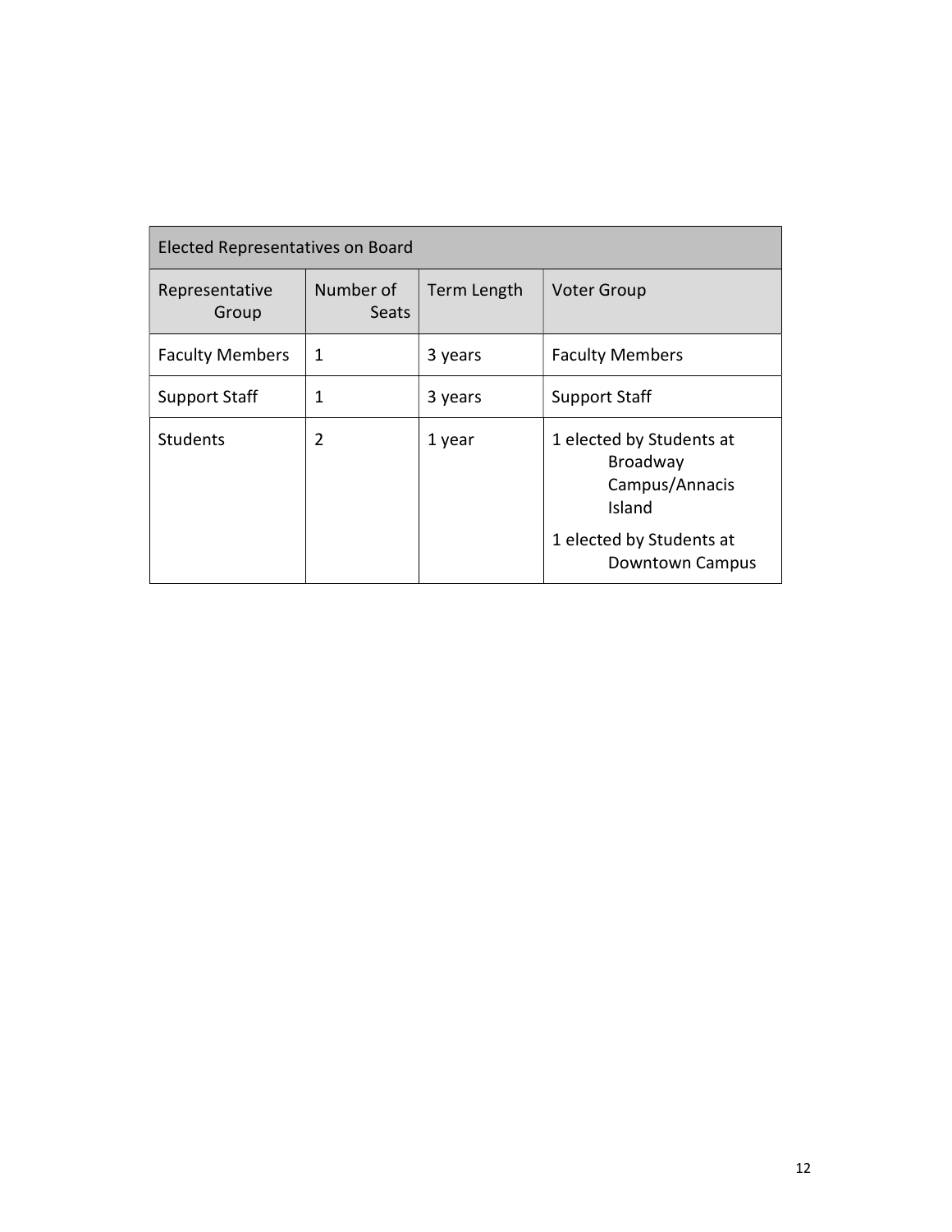| Elected Representatives on Board | | | |
| --- | --- | --- | --- |
| Representative Group | Number of Seats | Term Length | Voter Group |
| Faculty Members | 1 | 3 years | Faculty Members |
| Support Staff | 1 | 3 years | Support Staff |
| Students | 2 | 1 year | 1 elected by Students at Broadway Campus/Annacis Island<br><br>1 elected by Students at Downtown Campus |